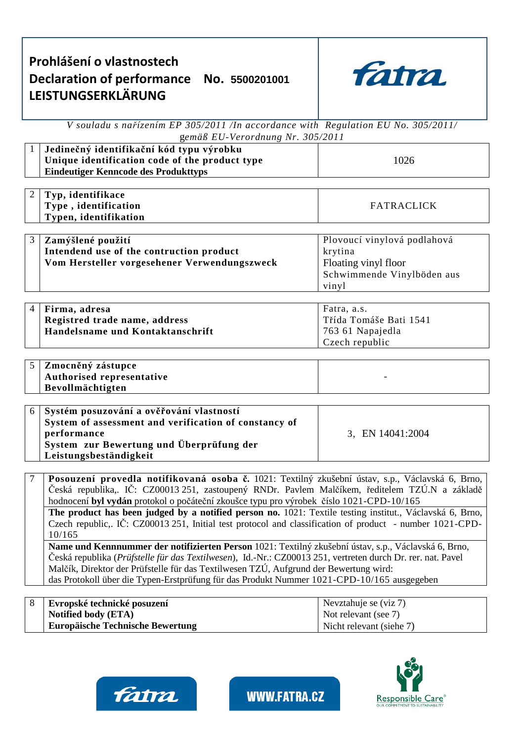# Prohlášení o vlastnostech
# Declaration of performance No. 5500201001
# LEISTUNGSERKLÄRUNG

*V souladu s nařízením EP 305/2011 /In accordance with Regulation EU No. 305/2011/ gemäß EU-Verordnung Nr. 305/2011*

| | | |
|---|---|---|
| 1 | **Jedinečný identifikační kód typu výrobku**<br>**Unique identification code of the product type**<br>**Eindeutiger Kenncode des Produkttyps** | 1026 |

| | | |
|---|---|---|
| 2 | **Typ, identifikace**<br>**Type , identification**<br>**Typen, identifikation** | FATRACLICK |

| | | |
|---|---|---|
| 3 | **Zamýšlené použití**<br>**Intendend use of the contruction product**<br>**Vom Hersteller vorgesehener Verwendungszweck** | Plovoucí vinylová podlahová krytina<br>Floating vinyl floor<br>Schwimmende Vinylböden aus vinyl |

| | | |
|---|---|---|
| 4 | **Firma, adresa**<br>**Registred trade name, address**<br>**Handelsname und Kontaktanschrift** | Fatra, a.s.<br>Třída Tomáše Bati 1541<br>763 61 Napajedla<br>Czech republic |

| | | |
|---|---|---|
| 5 | **Zmocněný zástupce**<br>**Authorised representative**<br>**Bevollmächtigten** | - |

| | | |
|---|---|---|
| 6 | **Systém posuzování a ověřování vlastností**<br>**System of assessment and verification of constancy of performance**<br>**System zur Bewertung und Überprüfung der Leistungsbeständigkeit** | 3, EN 14041:2004 |

| | |
|---|---|
| 7 | **Posouzení provedla notifikovaná osoba č.** 1021: Textilný zkušební ústav, s.p., Václavská 6, Brno, Česká republika,. IČ: CZ00013 251, zastoupený RNDr. Pavlem Malčíkem, ředitelem TZÚ.N a základě hodnocení **byl vydán** protokol o počáteční zkoušce typu pro výrobek číslo 1021-CPD-10/165 |
| | **The product has been judged by a notified person no.** 1021: Textile testing institut., Václavská 6, Brno, Czech republic,. IČ: CZ00013 251, Initial test protocol and classification of product - number 1021-CPD-10/165 |
| | **Name und Kennnummer der notifizierten Person** 1021: Textilný zkušební ústav, s.p., Václavská 6, Brno, Česká republika (*Prüfstelle für das Textilwesen*), Id.-Nr.: CZ00013 251, vertreten durch Dr. rer. nat. Pavel Malčík, Direktor der Prüfstelle für das Textilwesen TZÚ, Aufgrund der Bewertung wird:<br>das Protokoll über die Typen-Erstprüfung für das Produkt Nummer 1021-CPD-10/165 ausgegeben |

| | | |
|---|---|---|
| 8 | **Evropské technické posuzení**<br>**Notified body (ETA)**<br>**Europäische Technische Bewertung** | Nevztahuje se (viz 7)<br>Not relevant (see 7)<br>Nicht relevant (siehe 7) |

WWW.FATRA.CZ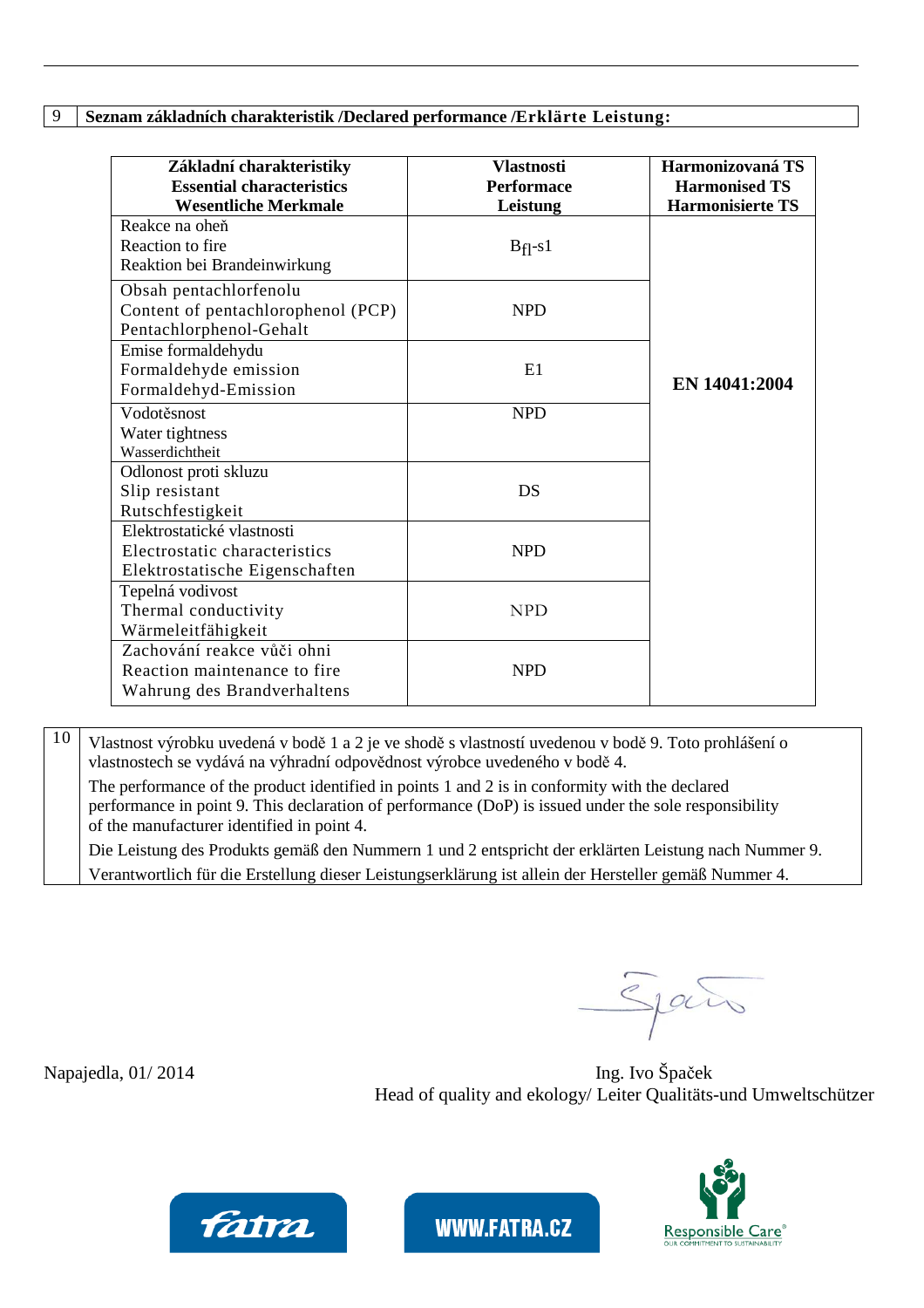| 9 | Seznam základních charakteristik /Declared performance /Erklärte Leistung: |
|---|---|

| Základní charakteristiky<br>Essential characteristics<br>Wesentliche Merkmale | Vlastnosti<br>Performace<br>Leistung | Harmonizovaná TS<br>Harmonised TS<br>Harmonisierte TS |
|---|---|---|
| Reakce na oheň<br>Reaction to fire<br>Reaktion bei Brandeinwirkung | $B_{fl}$-s1 | EN 14041:2004 |
| Obsah pentachlorfenolu<br>Content of pentachlorophenol (PCP)<br>Pentachlorphenol-Gehalt | NPD | |
| Emise formaldehydu<br>Formaldehyde emission<br>Formaldehyd-Emission | E1 | |
| Vodotěsnost<br>Water tightness<br>Wasserdichtheit | NPD | |
| Odlonost proti skluzu<br>Slip resistant<br>Rutschfestigkeit | DS | |
| Elektrostatické vlastnosti<br>Electrostatic characteristics<br>Elektrostatische Eigenschaften | NPD | |
| Tepelná vodivost<br>Thermal conductivity<br>Wärmeleitfähigkeit | NPD | |
| Zachování reakce vůči ohni<br>Reaction maintenance to fire<br>Wahrung des Brandverhaltens | NPD | |

| 10 | Vlastnost výrobku uvedená v bodě 1 a 2 je ve shodě s vlastností uvedenou v bodě 9. Toto prohlášení o vlastnostech se vydává na výhradní odpovědnost výrobce uvedeného v bodě 4.<br>The performance of the product identified in points 1 and 2 is in conformity with the declared performance in point 9. This declaration of performance (DoP) is issued under the sole responsibility of the manufacturer identified in point 4.<br>Die Leistung des Produkts gemäß den Nummern 1 und 2 entspricht der erklärten Leistung nach Nummer 9.<br>Verantwortlich für die Erstellung dieser Leistungserklärung ist allein der Hersteller gemäß Nummer 4. |
|---|---|

Napajedla, 01/ 2014

Ing. Ivo Špaček
Head of quality and ekology/ Leiter Qualitäts-und Umweltschützer

fatra

WWW.FATRA.CZ

Responsible Care®
OUR COMMITMENT TO SUSTAINABILITY